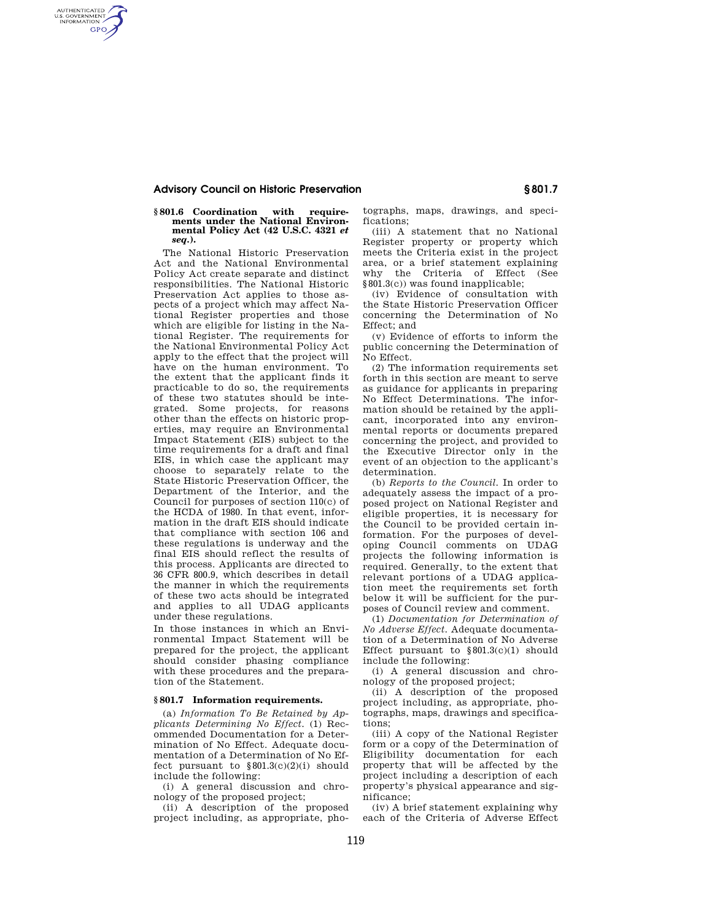### § 801.6 Coordination with requirements under the National Environmental Policy Act (42 U.S.C. 4321 *et seq.*).

The National Historic Preservation Act and the National Environmental Policy Act create separate and distinct responsibilities. The National Historic Preservation Act applies to those aspects of a project which may affect National Register properties and those which are eligible for listing in the National Register. The requirements for the National Environmental Policy Act apply to the effect that the project will have on the human environment. To the extent that the applicant finds it practicable to do so, the requirements of these two statutes should be integrated. Some projects, for reasons other than the effects on historic properties, may require an Environmental Impact Statement (EIS) subject to the time requirements for a draft and final EIS, in which case the applicant may choose to separately relate to the State Historic Preservation Officer, the Department of the Interior, and the Council for purposes of section 110(c) of the HCDA of 1980. In that event, information in the draft EIS should indicate that compliance with section 106 and these regulations is underway and the final EIS should reflect the results of this process. Applicants are directed to 36 CFR 800.9, which describes in detail the manner in which the requirements of these two acts should be integrated and applies to all UDAG applicants under these regulations.

In those instances in which an Environmental Impact Statement will be prepared for the project, the applicant should consider phasing compliance with these procedures and the preparation of the Statement.

### § 801.7 Information requirements.

(a) *Information To Be Retained by Applicants Determining No Effect.* (1) Recommended Documentation for a Determination of No Effect. Adequate documentation of a Determination of No Effect pursuant to § 801.3(c)(2)(i) should include the following:

(i) A general discussion and chronology of the proposed project;

(ii) A description of the proposed project including, as appropriate, photographs, maps, drawings, and specifications;

(iii) A statement that no National Register property or property which meets the Criteria exist in the project area, or a brief statement explaining why the Criteria of Effect (See § 801.3(c)) was found inapplicable;

(iv) Evidence of consultation with the State Historic Preservation Officer concerning the Determination of No Effect; and

(v) Evidence of efforts to inform the public concerning the Determination of No Effect.

(2) The information requirements set forth in this section are meant to serve as guidance for applicants in preparing No Effect Determinations. The information should be retained by the applicant, incorporated into any environmental reports or documents prepared concerning the project, and provided to the Executive Director only in the event of an objection to the applicant's determination.

(b) *Reports to the Council.* In order to adequately assess the impact of a proposed project on National Register and eligible properties, it is necessary for the Council to be provided certain information. For the purposes of developing Council comments on UDAG projects the following information is required. Generally, to the extent that relevant portions of a UDAG application meet the requirements set forth below it will be sufficient for the purposes of Council review and comment.

(1) *Documentation for Determination of No Adverse Effect.* Adequate documentation of a Determination of No Adverse Effect pursuant to § 801.3(c)(1) should include the following:

(i) A general discussion and chronology of the proposed project;

(ii) A description of the proposed project including, as appropriate, photographs, maps, drawings and specifications;

(iii) A copy of the National Register form or a copy of the Determination of Eligibility documentation for each property that will be affected by the project including a description of each property's physical appearance and significance;

(iv) A brief statement explaining why each of the Criteria of Adverse Effect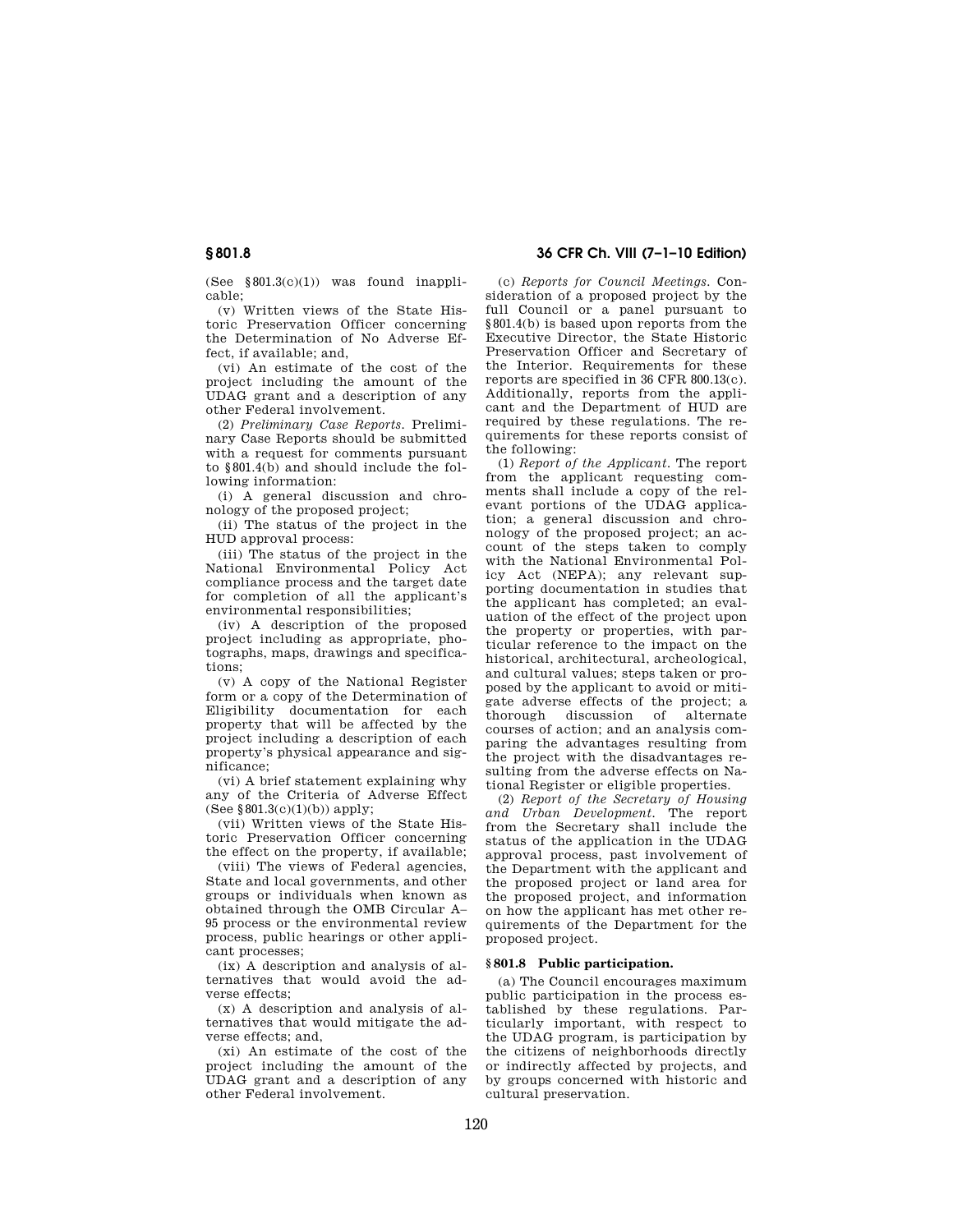(See §801.3(c)(1)) was found inapplicable;

(v) Written views of the State Historic Preservation Officer concerning the Determination of No Adverse Effect, if available; and,

(vi) An estimate of the cost of the project including the amount of the UDAG grant and a description of any other Federal involvement.

(2) *Preliminary Case Reports.* Preliminary Case Reports should be submitted with a request for comments pursuant to §801.4(b) and should include the following information:

(i) A general discussion and chronology of the proposed project;

(ii) The status of the project in the HUD approval process:

(iii) The status of the project in the National Environmental Policy Act compliance process and the target date for completion of all the applicant's environmental responsibilities;

(iv) A description of the proposed project including as appropriate, photographs, maps, drawings and specifications;

(v) A copy of the National Register form or a copy of the Determination of Eligibility documentation for each property that will be affected by the project including a description of each property's physical appearance and significance;

(vi) A brief statement explaining why any of the Criteria of Adverse Effect (See §801.3(c)(1)(b)) apply;

(vii) Written views of the State Historic Preservation Officer concerning the effect on the property, if available;

(viii) The views of Federal agencies, State and local governments, and other groups or individuals when known as obtained through the OMB Circular A–95 process or the environmental review process, public hearings or other applicant processes;

(ix) A description and analysis of alternatives that would avoid the adverse effects;

(x) A description and analysis of alternatives that would mitigate the adverse effects; and,

(xi) An estimate of the cost of the project including the amount of the UDAG grant and a description of any other Federal involvement.

(c) *Reports for Council Meetings.* Consideration of a proposed project by the full Council or a panel pursuant to §801.4(b) is based upon reports from the Executive Director, the State Historic Preservation Officer and Secretary of the Interior. Requirements for these reports are specified in 36 CFR 800.13(c). Additionally, reports from the applicant and the Department of HUD are required by these regulations. The requirements for these reports consist of the following:

(1) *Report of the Applicant.* The report from the applicant requesting comments shall include a copy of the relevant portions of the UDAG application; a general discussion and chronology of the proposed project; an account of the steps taken to comply with the National Environmental Policy Act (NEPA); any relevant supporting documentation in studies that the applicant has completed; an evaluation of the effect of the project upon the property or properties, with particular reference to the impact on the historical, architectural, archeological, and cultural values; steps taken or proposed by the applicant to avoid or mitigate adverse effects of the project; a thorough discussion of alternate courses of action; and an analysis comparing the advantages resulting from the project with the disadvantages resulting from the adverse effects on National Register or eligible properties.

(2) *Report of the Secretary of Housing and Urban Development.* The report from the Secretary shall include the status of the application in the UDAG approval process, past involvement of the Department with the applicant and the proposed project or land area for the proposed project, and information on how the applicant has met other requirements of the Department for the proposed project.

### §801.8 Public participation.

(a) The Council encourages maximum public participation in the process established by these regulations. Particularly important, with respect to the UDAG program, is participation by the citizens of neighborhoods directly or indirectly affected by projects, and by groups concerned with historic and cultural preservation.